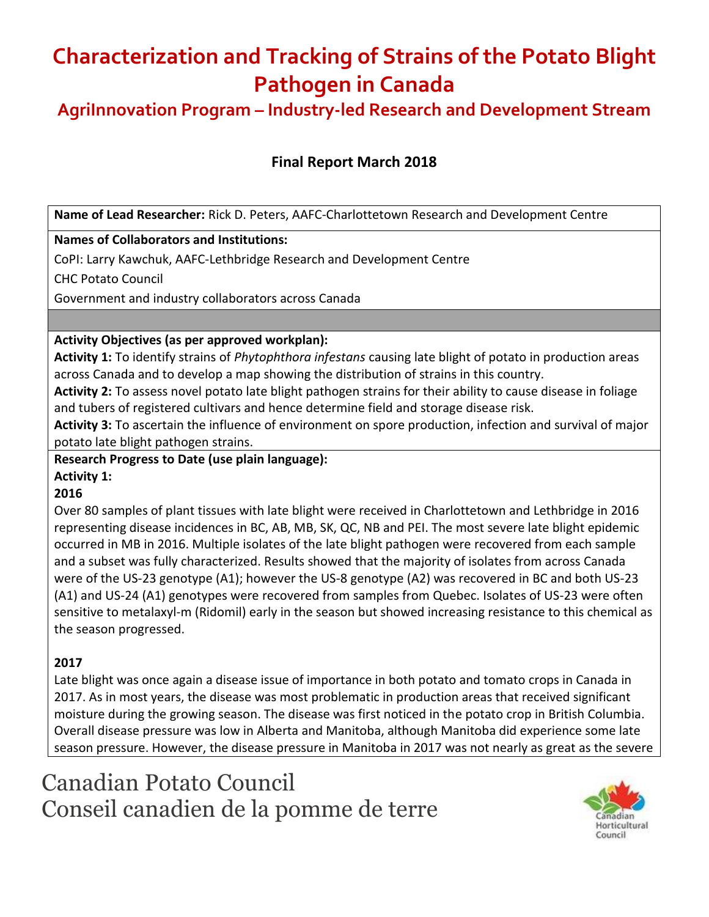# Characterization and Tracking of Strains of the Potato Blight Pathogen in Canada

## AgriInnovation Program – Industry-led Research and Development Stream

### Final Report March 2018

**Name of Lead Researcher:** Rick D. Peters, AAFC-Charlottetown Research and Development Centre

**Names of Collaborators and Institutions:**

CoPI: Larry Kawchuk, AAFC-Lethbridge Research and Development Centre

CHC Potato Council

Government and industry collaborators across Canada

**Activity Objectives (as per approved workplan):**

**Activity 1:** To identify strains of *Phytophthora infestans* causing late blight of potato in production areas across Canada and to develop a map showing the distribution of strains in this country.

**Activity 2:** To assess novel potato late blight pathogen strains for their ability to cause disease in foliage and tubers of registered cultivars and hence determine field and storage disease risk.

**Activity 3:** To ascertain the influence of environment on spore production, infection and survival of major potato late blight pathogen strains.

**Research Progress to Date (use plain language):**

**Activity 1:**

**2016**

Over 80 samples of plant tissues with late blight were received in Charlottetown and Lethbridge in 2016 representing disease incidences in BC, AB, MB, SK, QC, NB and PEI. The most severe late blight epidemic occurred in MB in 2016. Multiple isolates of the late blight pathogen were recovered from each sample and a subset was fully characterized. Results showed that the majority of isolates from across Canada were of the US-23 genotype (A1); however the US-8 genotype (A2) was recovered in BC and both US-23 (A1) and US-24 (A1) genotypes were recovered from samples from Quebec. Isolates of US-23 were often sensitive to metalaxyl-m (Ridomil) early in the season but showed increasing resistance to this chemical as the season progressed.

**2017**

Late blight was once again a disease issue of importance in both potato and tomato crops in Canada in 2017. As in most years, the disease was most problematic in production areas that received significant moisture during the growing season. The disease was first noticed in the potato crop in British Columbia. Overall disease pressure was low in Alberta and Manitoba, although Manitoba did experience some late season pressure. However, the disease pressure in Manitoba in 2017 was not nearly as great as the severe

Canadian Potato Council
Conseil canadien de la pomme de terre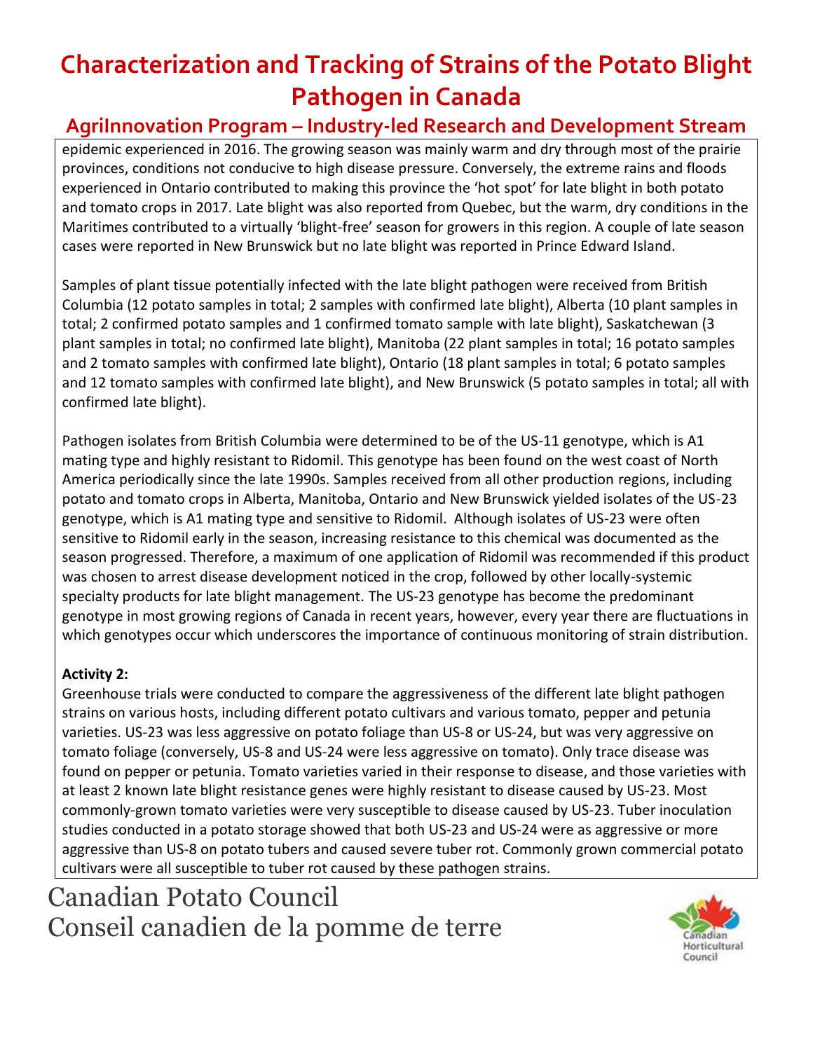epidemic experienced in 2016. The growing season was mainly warm and dry through most of the prairie provinces, conditions not conducive to high disease pressure. Conversely, the extreme rains and floods experienced in Ontario contributed to making this province the 'hot spot' for late blight in both potato and tomato crops in 2017. Late blight was also reported from Quebec, but the warm, dry conditions in the Maritimes contributed to a virtually 'blight-free' season for growers in this region. A couple of late season cases were reported in New Brunswick but no late blight was reported in Prince Edward Island.

Samples of plant tissue potentially infected with the late blight pathogen were received from British Columbia (12 potato samples in total; 2 samples with confirmed late blight), Alberta (10 plant samples in total; 2 confirmed potato samples and 1 confirmed tomato sample with late blight), Saskatchewan (3 plant samples in total; no confirmed late blight), Manitoba (22 plant samples in total; 16 potato samples and 2 tomato samples with confirmed late blight), Ontario (18 plant samples in total; 6 potato samples and 12 tomato samples with confirmed late blight), and New Brunswick (5 potato samples in total; all with confirmed late blight).

Pathogen isolates from British Columbia were determined to be of the US-11 genotype, which is A1 mating type and highly resistant to Ridomil. This genotype has been found on the west coast of North America periodically since the late 1990s. Samples received from all other production regions, including potato and tomato crops in Alberta, Manitoba, Ontario and New Brunswick yielded isolates of the US-23 genotype, which is A1 mating type and sensitive to Ridomil. Although isolates of US-23 were often sensitive to Ridomil early in the season, increasing resistance to this chemical was documented as the season progressed. Therefore, a maximum of one application of Ridomil was recommended if this product was chosen to arrest disease development noticed in the crop, followed by other locally-systemic specialty products for late blight management. The US-23 genotype has become the predominant genotype in most growing regions of Canada in recent years, however, every year there are fluctuations in which genotypes occur which underscores the importance of continuous monitoring of strain distribution.

**Activity 2:**

Greenhouse trials were conducted to compare the aggressiveness of the different late blight pathogen strains on various hosts, including different potato cultivars and various tomato, pepper and petunia varieties. US-23 was less aggressive on potato foliage than US-8 or US-24, but was very aggressive on tomato foliage (conversely, US-8 and US-24 were less aggressive on tomato). Only trace disease was found on pepper or petunia. Tomato varieties varied in their response to disease, and those varieties with at least 2 known late blight resistance genes were highly resistant to disease caused by US-23. Most commonly-grown tomato varieties were very susceptible to disease caused by US-23. Tuber inoculation studies conducted in a potato storage showed that both US-23 and US-24 were as aggressive or more aggressive than US-8 on potato tubers and caused severe tuber rot. Commonly grown commercial potato cultivars were all susceptible to tuber rot caused by these pathogen strains.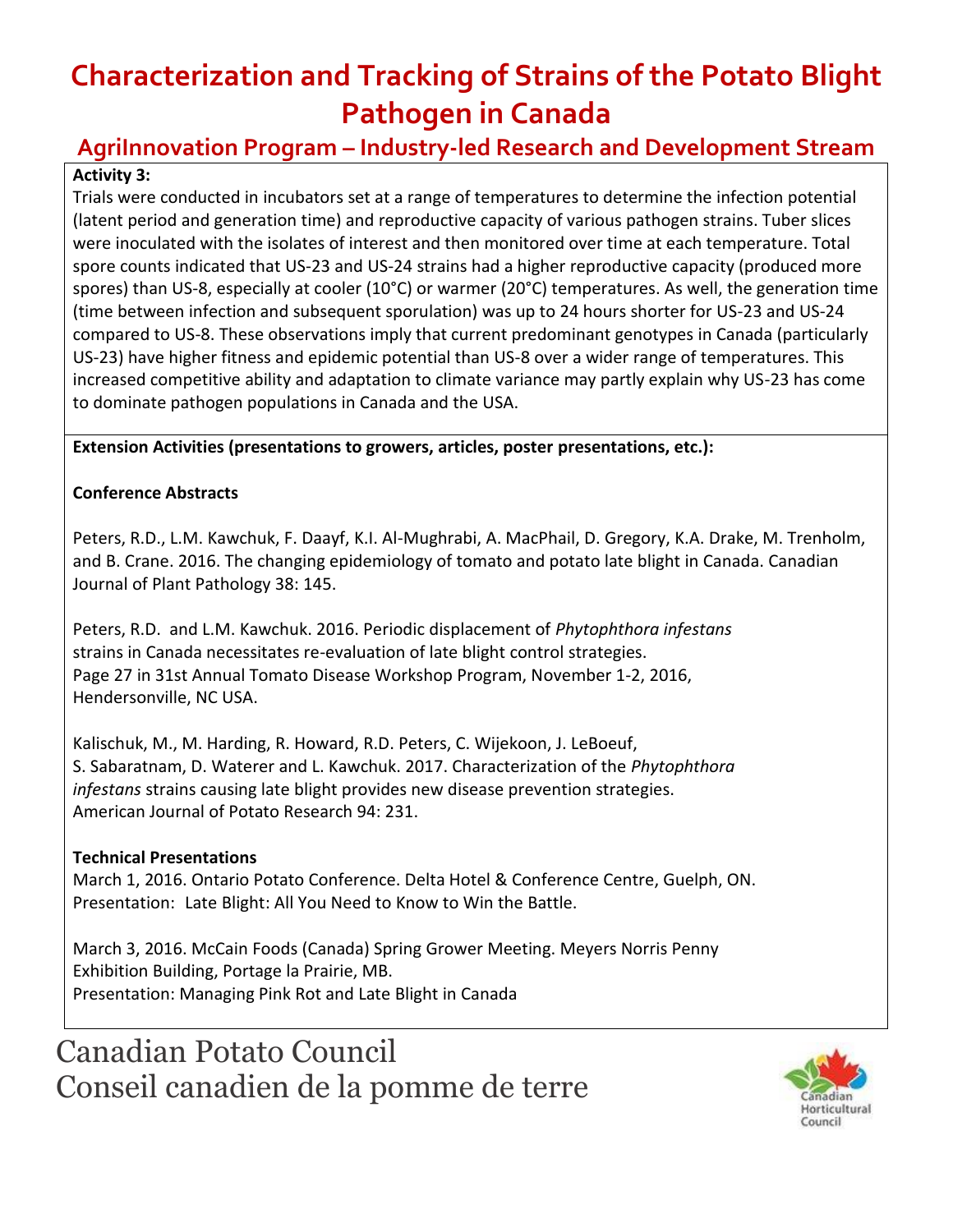# Characterization and Tracking of Strains of the Potato Blight Pathogen in Canada

## AgriInnovation Program – Industry-led Research and Development Stream

**Activity 3:**

Trials were conducted in incubators set at a range of temperatures to determine the infection potential (latent period and generation time) and reproductive capacity of various pathogen strains. Tuber slices were inoculated with the isolates of interest and then monitored over time at each temperature. Total spore counts indicated that US-23 and US-24 strains had a higher reproductive capacity (produced more spores) than US-8, especially at cooler (10°C) or warmer (20°C) temperatures. As well, the generation time (time between infection and subsequent sporulation) was up to 24 hours shorter for US-23 and US-24 compared to US-8. These observations imply that current predominant genotypes in Canada (particularly US-23) have higher fitness and epidemic potential than US-8 over a wider range of temperatures. This increased competitive ability and adaptation to climate variance may partly explain why US-23 has come to dominate pathogen populations in Canada and the USA.

**Extension Activities (presentations to growers, articles, poster presentations, etc.):**

**Conference Abstracts**

Peters, R.D., L.M. Kawchuk, F. Daayf, K.I. Al-Mughrabi, A. MacPhail, D. Gregory, K.A. Drake, M. Trenholm, and B. Crane. 2016. The changing epidemiology of tomato and potato late blight in Canada. Canadian Journal of Plant Pathology 38: 145.

Peters, R.D. and L.M. Kawchuk. 2016. Periodic displacement of *Phytophthora infestans* strains in Canada necessitates re-evaluation of late blight control strategies. Page 27 in 31st Annual Tomato Disease Workshop Program, November 1-2, 2016, Hendersonville, NC USA.

Kalischuk, M., M. Harding, R. Howard, R.D. Peters, C. Wijekoon, J. LeBoeuf, S. Sabaratnam, D. Waterer and L. Kawchuk. 2017. Characterization of the *Phytophthora infestans* strains causing late blight provides new disease prevention strategies. American Journal of Potato Research 94: 231.

**Technical Presentations**

March 1, 2016. Ontario Potato Conference. Delta Hotel & Conference Centre, Guelph, ON.
Presentation: Late Blight: All You Need to Know to Win the Battle.

March 3, 2016. McCain Foods (Canada) Spring Grower Meeting. Meyers Norris Penny Exhibition Building, Portage la Prairie, MB.
Presentation: Managing Pink Rot and Late Blight in Canada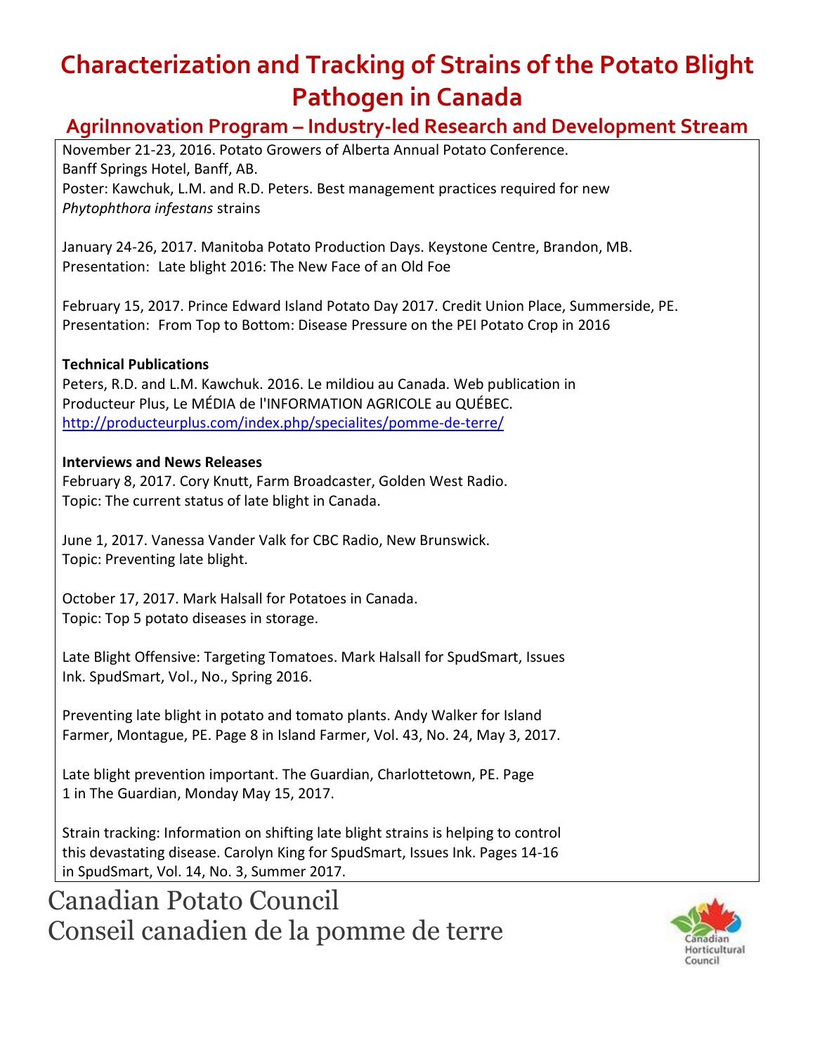# Characterization and Tracking of Strains of the Potato Blight Pathogen in Canada

## AgriInnovation Program – Industry-led Research and Development Stream

November 21-23, 2016. Potato Growers of Alberta Annual Potato Conference. Banff Springs Hotel, Banff, AB.
Poster: Kawchuk, L.M. and R.D. Peters. Best management practices required for new *Phytophthora infestans* strains

January 24-26, 2017. Manitoba Potato Production Days. Keystone Centre, Brandon, MB.
Presentation: Late blight 2016: The New Face of an Old Foe

February 15, 2017. Prince Edward Island Potato Day 2017. Credit Union Place, Summerside, PE.
Presentation: From Top to Bottom: Disease Pressure on the PEI Potato Crop in 2016

**Technical Publications**

Peters, R.D. and L.M. Kawchuk. 2016. Le mildiou au Canada. Web publication in Producteur Plus, Le MÉDIA de l'INFORMATION AGRICOLE au QUÉBEC. http://producteurplus.com/index.php/specialites/pomme-de-terre/

**Interviews and News Releases**

February 8, 2017. Cory Knutt, Farm Broadcaster, Golden West Radio.
Topic: The current status of late blight in Canada.

June 1, 2017. Vanessa Vander Valk for CBC Radio, New Brunswick.
Topic: Preventing late blight.

October 17, 2017. Mark Halsall for Potatoes in Canada.
Topic: Top 5 potato diseases in storage.

Late Blight Offensive: Targeting Tomatoes. Mark Halsall for SpudSmart, Issues Ink. SpudSmart, Vol., No., Spring 2016.

Preventing late blight in potato and tomato plants. Andy Walker for Island Farmer, Montague, PE. Page 8 in Island Farmer, Vol. 43, No. 24, May 3, 2017.

Late blight prevention important. The Guardian, Charlottetown, PE. Page 1 in The Guardian, Monday May 15, 2017.

Strain tracking: Information on shifting late blight strains is helping to control this devastating disease. Carolyn King for SpudSmart, Issues Ink. Pages 14-16 in SpudSmart, Vol. 14, No. 3, Summer 2017.

Canadian Potato Council
Conseil canadien de la pomme de terre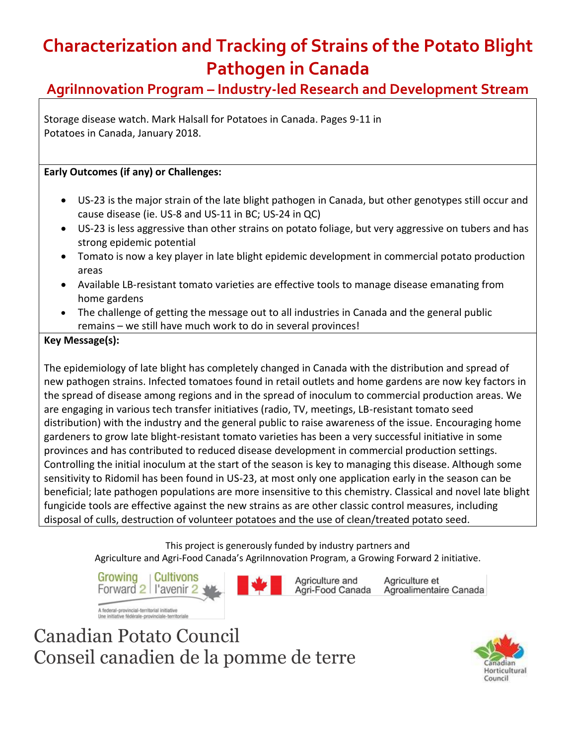# Characterization and Tracking of Strains of the Potato Blight Pathogen in Canada

## AgriInnovation Program – Industry-led Research and Development Stream

Storage disease watch. Mark Halsall for Potatoes in Canada. Pages 9-11 in Potatoes in Canada, January 2018.

**Early Outcomes (if any) or Challenges:**

- US-23 is the major strain of the late blight pathogen in Canada, but other genotypes still occur and cause disease (ie. US-8 and US-11 in BC; US-24 in QC)
- US-23 is less aggressive than other strains on potato foliage, but very aggressive on tubers and has strong epidemic potential
- Tomato is now a key player in late blight epidemic development in commercial potato production areas
- Available LB-resistant tomato varieties are effective tools to manage disease emanating from home gardens
- The challenge of getting the message out to all industries in Canada and the general public remains – we still have much work to do in several provinces!

**Key Message(s):**

The epidemiology of late blight has completely changed in Canada with the distribution and spread of new pathogen strains. Infected tomatoes found in retail outlets and home gardens are now key factors in the spread of disease among regions and in the spread of inoculum to commercial production areas. We are engaging in various tech transfer initiatives (radio, TV, meetings, LB-resistant tomato seed distribution) with the industry and the general public to raise awareness of the issue. Encouraging home gardeners to grow late blight-resistant tomato varieties has been a very successful initiative in some provinces and has contributed to reduced disease development in commercial production settings. Controlling the initial inoculum at the start of the season is key to managing this disease. Although some sensitivity to Ridomil has been found in US-23, at most only one application early in the season can be beneficial; late pathogen populations are more insensitive to this chemistry. Classical and novel late blight fungicide tools are effective against the new strains as are other classic control measures, including disposal of culls, destruction of volunteer potatoes and the use of clean/treated potato seed.

This project is generously funded by industry partners and Agriculture and Agri-Food Canada's AgriInnovation Program, a Growing Forward 2 initiative.

Growing Forward 2 | Cultivons l'avenir 2

A federal-provincial-territorial initiative
Une initiative fédérale-provinciale-territoriale

Agriculture and Agri-Food Canada | Agriculture et Agroalimentaire Canada

Canadian Potato Council
Conseil canadien de la pomme de terre

Canadian Horticultural Council